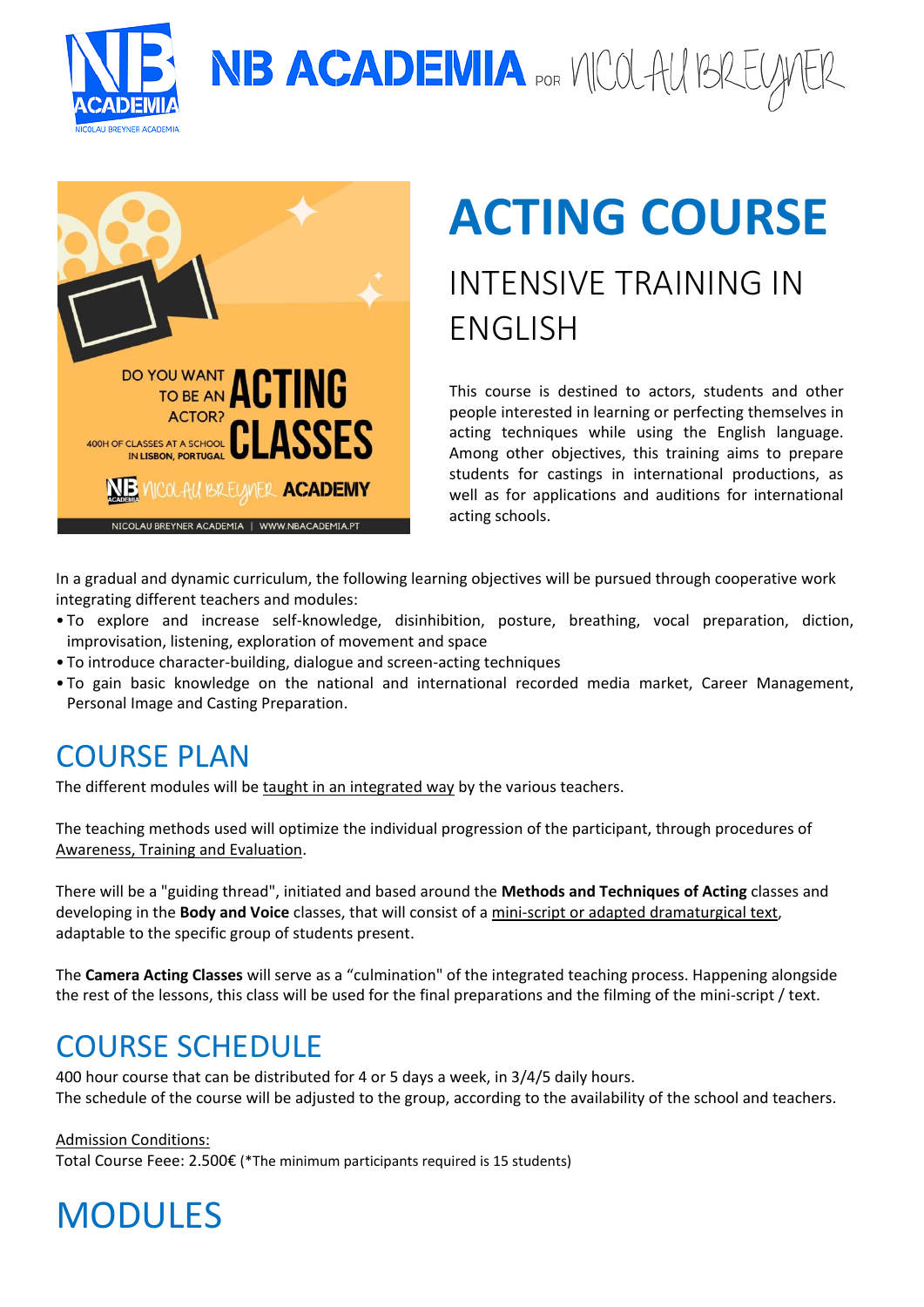# NB ACADEMIA por NICOLAU BREYNER

# ACTING COURSE

## INTENSIVE TRAINING IN ENGLISH

This course is destined to actors, students and other people interested in learning or perfecting themselves in acting techniques while using the English language. Among other objectives, this training aims to prepare students for castings in international productions, as well as for applications and auditions for international acting schools.

In a gradual and dynamic curriculum, the following learning objectives will be pursued through cooperative work integrating different teachers and modules:

- To explore and increase self-knowledge, disinhibition, posture, breathing, vocal preparation, diction, improvisation, listening, exploration of movement and space
- To introduce character-building, dialogue and screen-acting techniques
- To gain basic knowledge on the national and international recorded media market, Career Management, Personal Image and Casting Preparation.

## COURSE PLAN

The different modules will be taught in an integrated way by the various teachers.

The teaching methods used will optimize the individual progression of the participant, through procedures of Awareness, Training and Evaluation.

There will be a "guiding thread", initiated and based around the **Methods and Techniques of Acting** classes and developing in the **Body and Voice** classes, that will consist of a mini-script or adapted dramaturgical text, adaptable to the specific group of students present.

The **Camera Acting Classes** will serve as a "culmination" of the integrated teaching process. Happening alongside the rest of the lessons, this class will be used for the final preparations and the filming of the mini-script / text.

## COURSE SCHEDULE

400 hour course that can be distributed for 4 or 5 days a week, in 3/4/5 daily hours.
The schedule of the course will be adjusted to the group, according to the availability of the school and teachers.

Admission Conditions:
Total Course Feee: 2.500€ (*The minimum participants required is 15 students)

# MODULES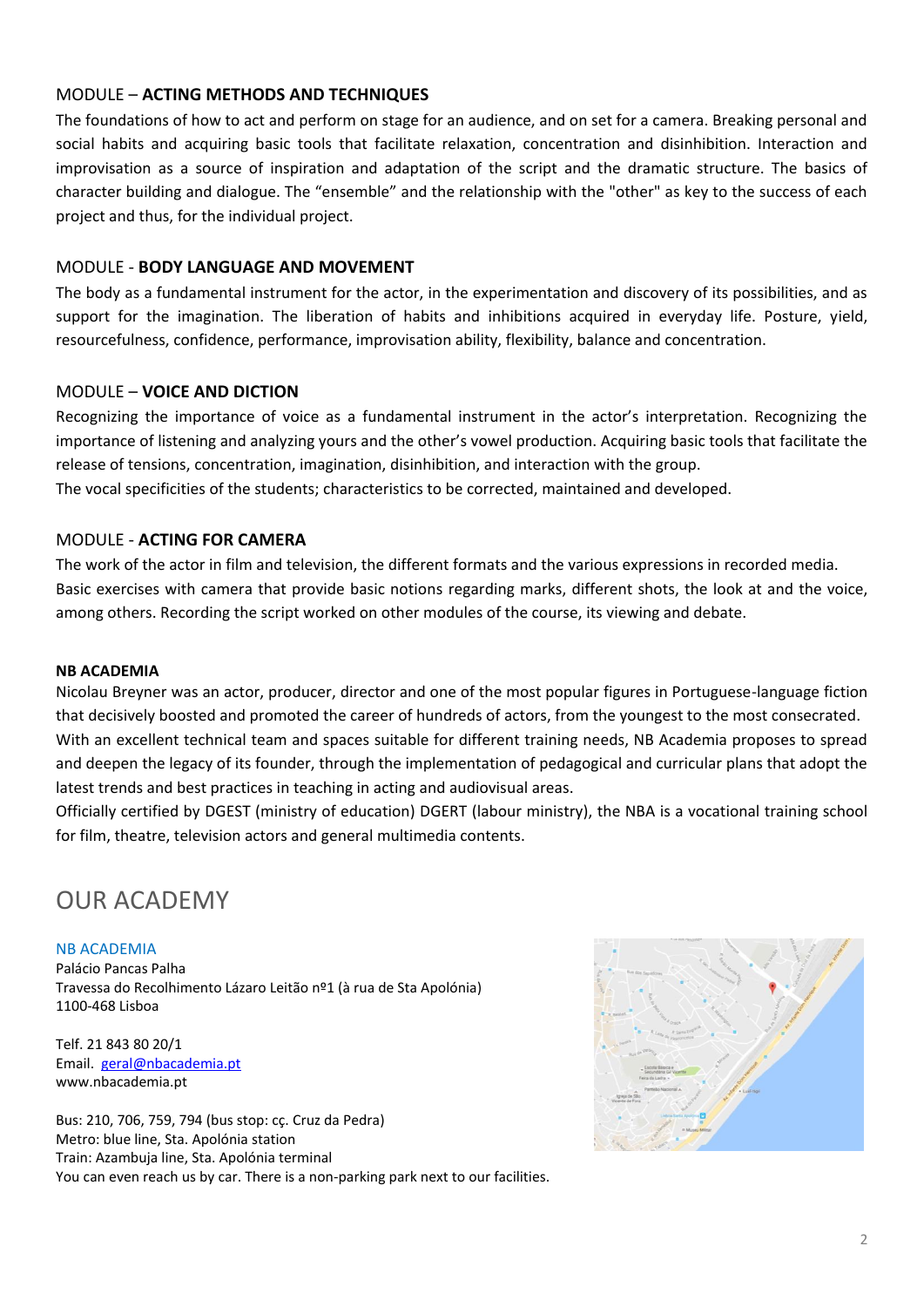## MODULE – **ACTING METHODS AND TECHNIQUES**

The foundations of how to act and perform on stage for an audience, and on set for a camera. Breaking personal and social habits and acquiring basic tools that facilitate relaxation, concentration and disinhibition. Interaction and improvisation as a source of inspiration and adaptation of the script and the dramatic structure. The basics of character building and dialogue. The "ensemble" and the relationship with the "other" as key to the success of each project and thus, for the individual project.

## MODULE - **BODY LANGUAGE AND MOVEMENT**

The body as a fundamental instrument for the actor, in the experimentation and discovery of its possibilities, and as support for the imagination. The liberation of habits and inhibitions acquired in everyday life. Posture, yield, resourcefulness, confidence, performance, improvisation ability, flexibility, balance and concentration.

## MODULE – **VOICE AND DICTION**

Recognizing the importance of voice as a fundamental instrument in the actor's interpretation. Recognizing the importance of listening and analyzing yours and the other's vowel production. Acquiring basic tools that facilitate the release of tensions, concentration, imagination, disinhibition, and interaction with the group.
The vocal specificities of the students; characteristics to be corrected, maintained and developed.

## MODULE - **ACTING FOR CAMERA**

The work of the actor in film and television, the different formats and the various expressions in recorded media.
Basic exercises with camera that provide basic notions regarding marks, different shots, the look at and the voice, among others. Recording the script worked on other modules of the course, its viewing and debate.

**NB ACADEMIA**

Nicolau Breyner was an actor, producer, director and one of the most popular figures in Portuguese-language fiction that decisively boosted and promoted the career of hundreds of actors, from the youngest to the most consecrated.
With an excellent technical team and spaces suitable for different training needs, NB Academia proposes to spread and deepen the legacy of its founder, through the implementation of pedagogical and curricular plans that adopt the latest trends and best practices in teaching in acting and audiovisual areas.
Officially certified by DGEST (ministry of education) DGERT (labour ministry), the NBA is a vocational training school for film, theatre, television actors and general multimedia contents.

# OUR ACADEMY

NB ACADEMIA
Palácio Pancas Palha
Travessa do Recolhimento Lázaro Leitão nº1 (à rua de Sta Apolónia)
1100-468 Lisboa

Telf. 21 843 80 20/1
Email. geral@nbacademia.pt
www.nbacademia.pt

Bus: 210, 706, 759, 794 (bus stop: cç. Cruz da Pedra)
Metro: blue line, Sta. Apolónia station
Train: Azambuja line, Sta. Apolónia terminal
You can even reach us by car. There is a non-parking park next to our facilities.